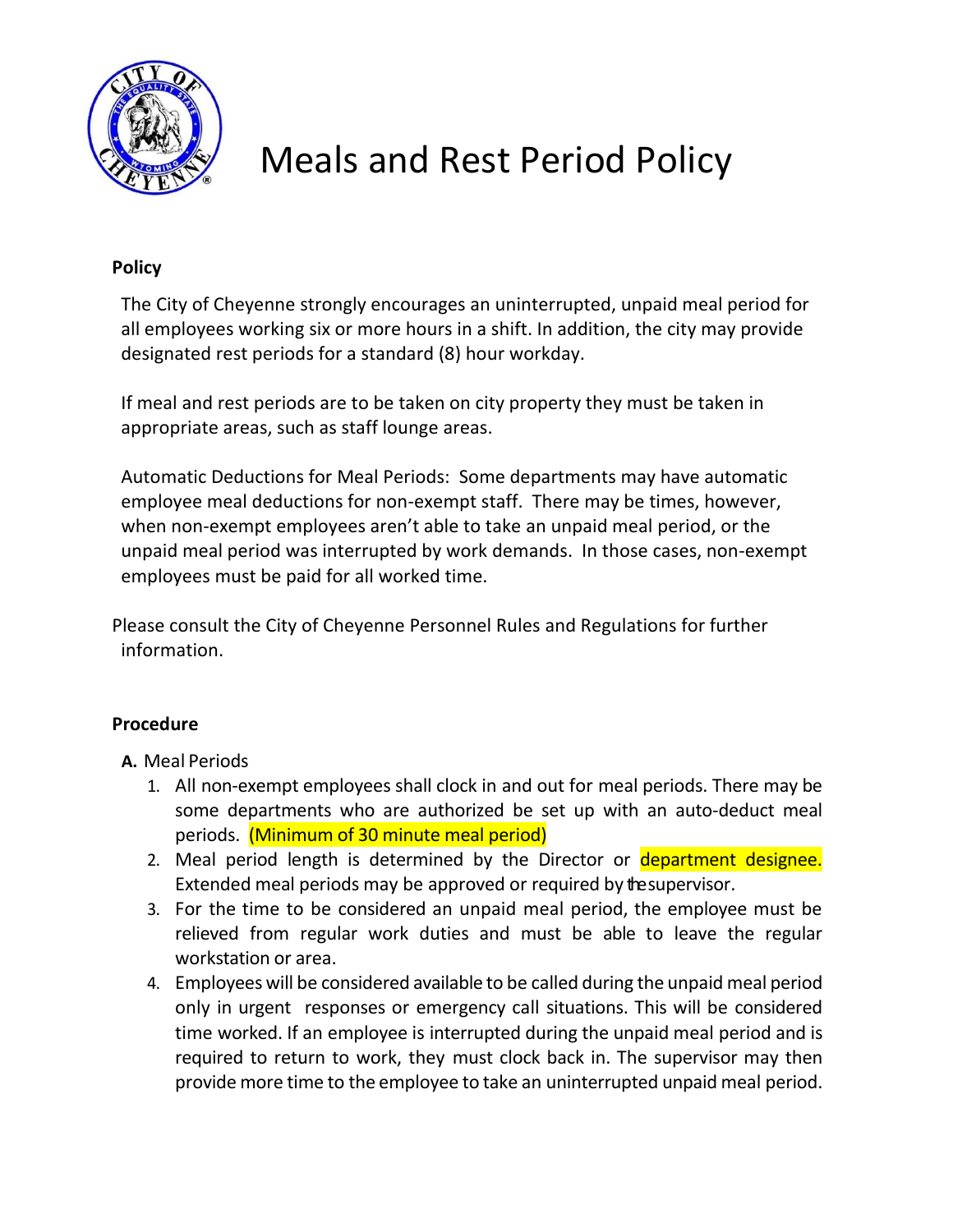# Meals and Rest Period Policy

## Policy

The City of Cheyenne strongly encourages an uninterrupted, unpaid meal period for all employees working six or more hours in a shift. In addition, the city may provide designated rest periods for a standard (8) hour workday.

If meal and rest periods are to be taken on city property they must be taken in appropriate areas, such as staff lounge areas.

Automatic Deductions for Meal Periods: Some departments may have automatic employee meal deductions for non-exempt staff. There may be times, however, when non-exempt employees aren't able to take an unpaid meal period, or the unpaid meal period was interrupted by work demands. In those cases, non-exempt employees must be paid for all worked time.

Please consult the City of Cheyenne Personnel Rules and Regulations for further information.

## Procedure

**A.** Meal Periods

1. All non-exempt employees shall clock in and out for meal periods. There may be some departments who are authorized be set up with an auto-deduct meal periods. (Minimum of 30 minute meal period)
2. Meal period length is determined by the Director or department designee. Extended meal periods may be approved or required by the supervisor.
3. For the time to be considered an unpaid meal period, the employee must be relieved from regular work duties and must be able to leave the regular workstation or area.
4. Employees will be considered available to be called during the unpaid meal period only in urgent responses or emergency call situations. This will be considered time worked. If an employee is interrupted during the unpaid meal period and is required to return to work, they must clock back in. The supervisor may then provide more time to the employee to take an uninterrupted unpaid meal period.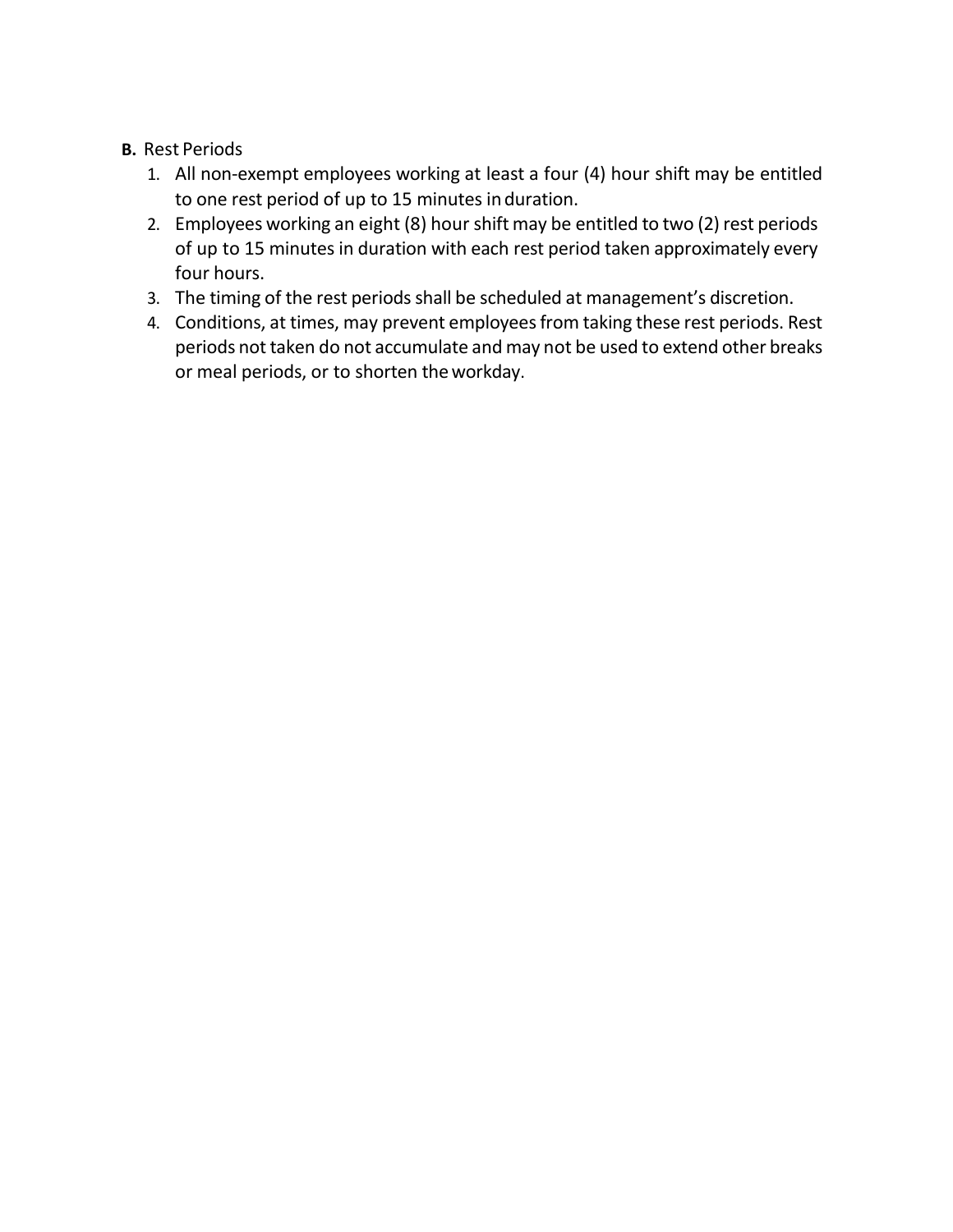**B.** Rest Periods

1. All non-exempt employees working at least a four (4) hour shift may be entitled to one rest period of up to 15 minutes in duration.
2. Employees working an eight (8) hour shift may be entitled to two (2) rest periods of up to 15 minutes in duration with each rest period taken approximately every four hours.
3. The timing of the rest periods shall be scheduled at management's discretion.
4. Conditions, at times, may prevent employees from taking these rest periods. Rest periods not taken do not accumulate and may not be used to extend other breaks or meal periods, or to shorten the workday.